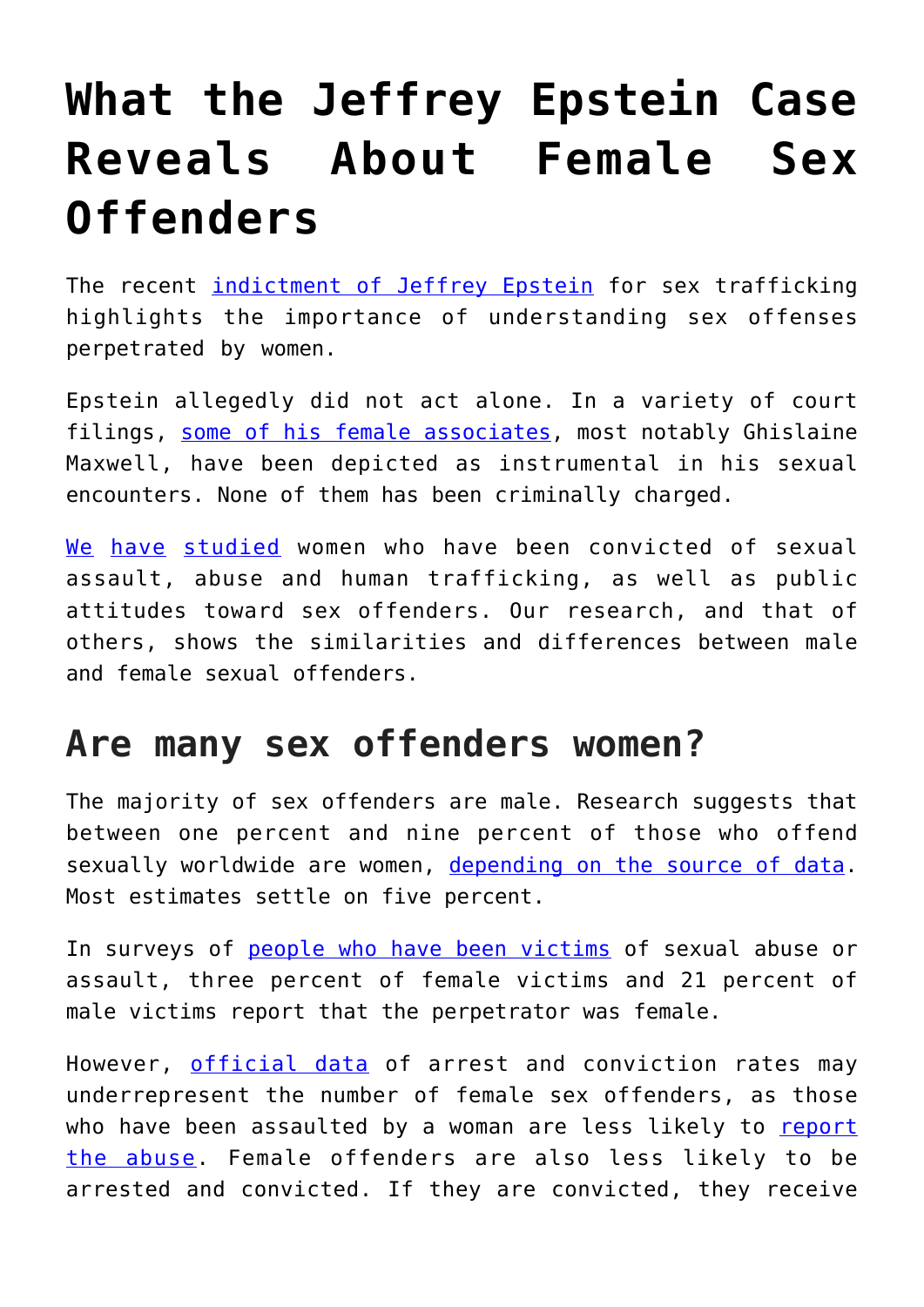# What the Jeffrey Epstein Case Reveals About Female Sex Offenders

The recent indictment of Jeffrey Epstein for sex trafficking highlights the importance of understanding sex offenses perpetrated by women.

Epstein allegedly did not act alone. In a variety of court filings, some of his female associates, most notably Ghislaine Maxwell, have been depicted as instrumental in his sexual encounters. None of them has been criminally charged.

We have studied women who have been convicted of sexual assault, abuse and human trafficking, as well as public attitudes toward sex offenders. Our research, and that of others, shows the similarities and differences between male and female sexual offenders.

## Are many sex offenders women?

The majority of sex offenders are male. Research suggests that between one percent and nine percent of those who offend sexually worldwide are women, depending on the source of data. Most estimates settle on five percent.

In surveys of people who have been victims of sexual abuse or assault, three percent of female victims and 21 percent of male victims report that the perpetrator was female.

However, official data of arrest and conviction rates may underrepresent the number of female sex offenders, as those who have been assaulted by a woman are less likely to report the abuse. Female offenders are also less likely to be arrested and convicted. If they are convicted, they receive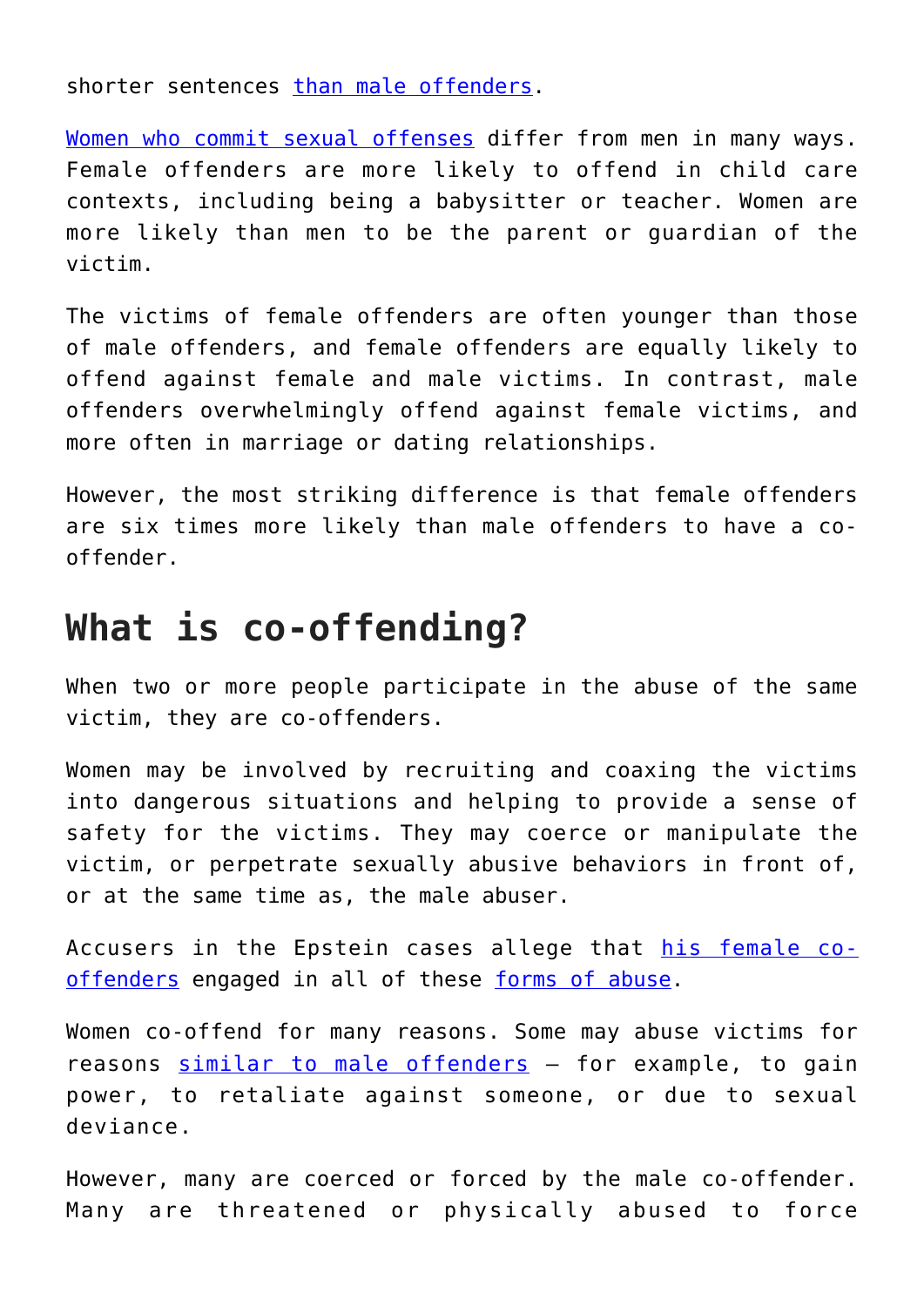shorter sentences than male offenders.

Women who commit sexual offenses differ from men in many ways. Female offenders are more likely to offend in child care contexts, including being a babysitter or teacher. Women are more likely than men to be the parent or guardian of the victim.

The victims of female offenders are often younger than those of male offenders, and female offenders are equally likely to offend against female and male victims. In contrast, male offenders overwhelmingly offend against female victims, and more often in marriage or dating relationships.

However, the most striking difference is that female offenders are six times more likely than male offenders to have a co-offender.

## What is co-offending?

When two or more people participate in the abuse of the same victim, they are co-offenders.

Women may be involved by recruiting and coaxing the victims into dangerous situations and helping to provide a sense of safety for the victims. They may coerce or manipulate the victim, or perpetrate sexually abusive behaviors in front of, or at the same time as, the male abuser.

Accusers in the Epstein cases allege that his female co-offenders engaged in all of these forms of abuse.

Women co-offend for many reasons. Some may abuse victims for reasons similar to male offenders – for example, to gain power, to retaliate against someone, or due to sexual deviance.

However, many are coerced or forced by the male co-offender. Many are threatened or physically abused to force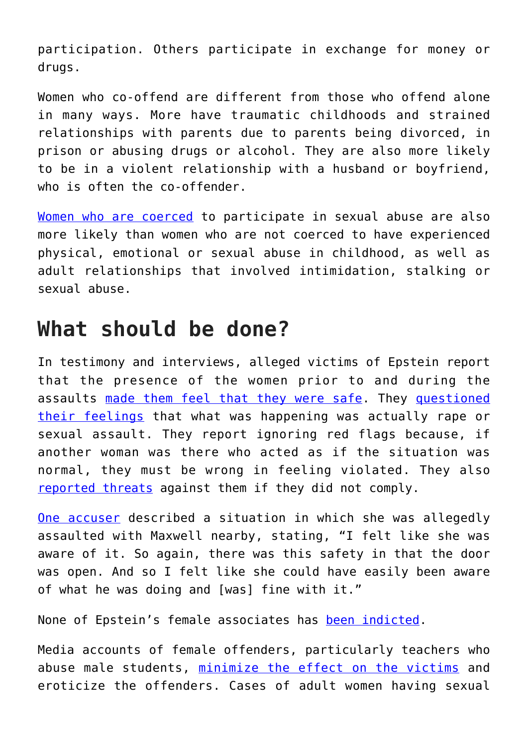participation. Others participate in exchange for money or drugs.

Women who co-offend are different from those who offend alone in many ways. More have traumatic childhoods and strained relationships with parents due to parents being divorced, in prison or abusing drugs or alcohol. They are also more likely to be in a violent relationship with a husband or boyfriend, who is often the co-offender.

Women who are coerced to participate in sexual abuse are also more likely than women who are not coerced to have experienced physical, emotional or sexual abuse in childhood, as well as adult relationships that involved intimidation, stalking or sexual abuse.

## What should be done?

In testimony and interviews, alleged victims of Epstein report that the presence of the women prior to and during the assaults made them feel that they were safe. They questioned their feelings that what was happening was actually rape or sexual assault. They report ignoring red flags because, if another woman was there who acted as if the situation was normal, they must be wrong in feeling violated. They also reported threats against them if they did not comply.

One accuser described a situation in which she was allegedly assaulted with Maxwell nearby, stating, "I felt like she was aware of it. So again, there was this safety in that the door was open. And so I felt like she could have easily been aware of what he was doing and [was] fine with it."

None of Epstein's female associates has been indicted.

Media accounts of female offenders, particularly teachers who abuse male students, minimize the effect on the victims and eroticize the offenders. Cases of adult women having sexual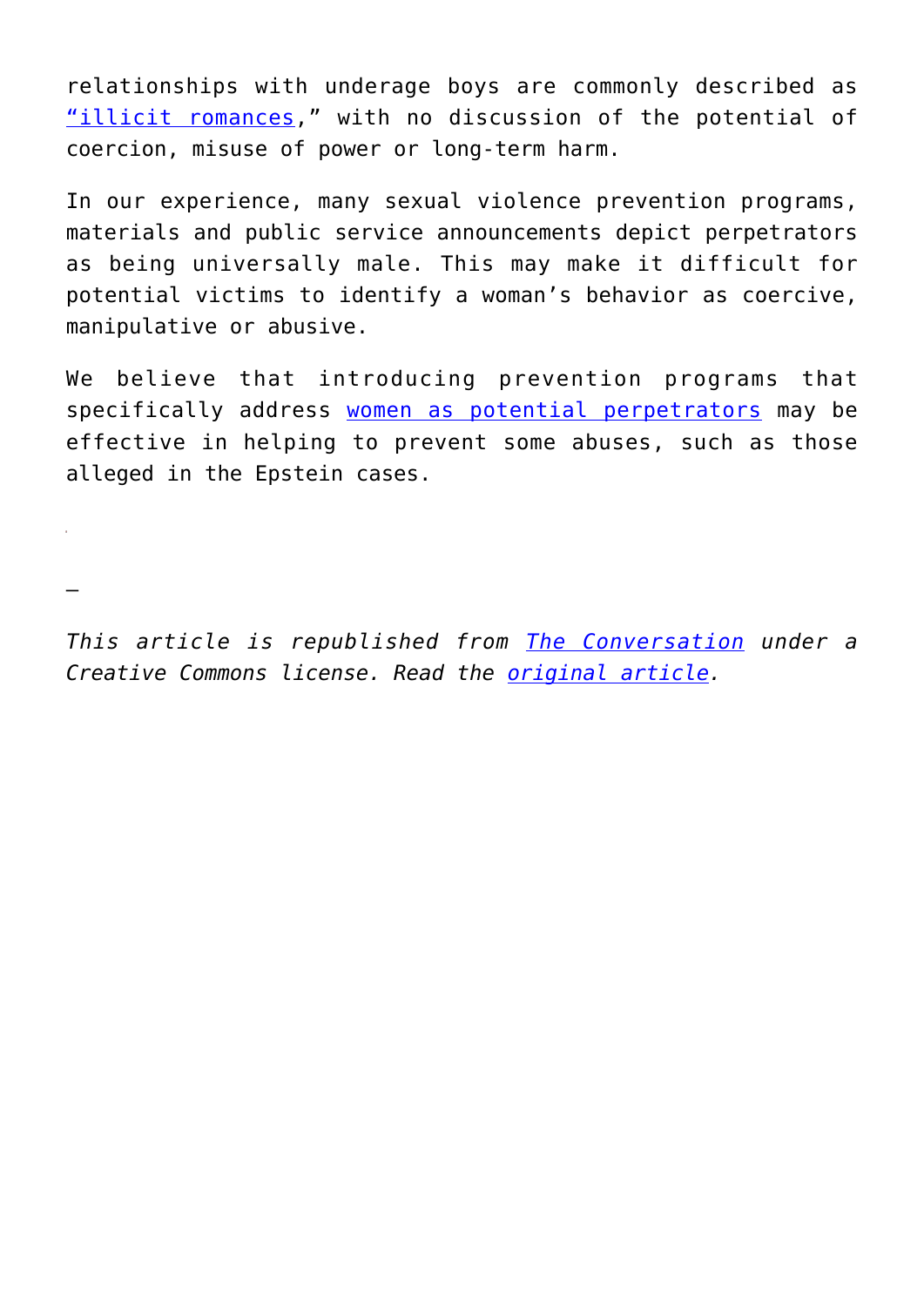relationships with underage boys are commonly described as "illicit romances," with no discussion of the potential of coercion, misuse of power or long-term harm.

In our experience, many sexual violence prevention programs, materials and public service announcements depict perpetrators as being universally male. This may make it difficult for potential victims to identify a woman's behavior as coercive, manipulative or abusive.

We believe that introducing prevention programs that specifically address women as potential perpetrators may be effective in helping to prevent some abuses, such as those alleged in the Epstein cases.

—

*This article is republished from The Conversation under a Creative Commons license. Read the original article.*